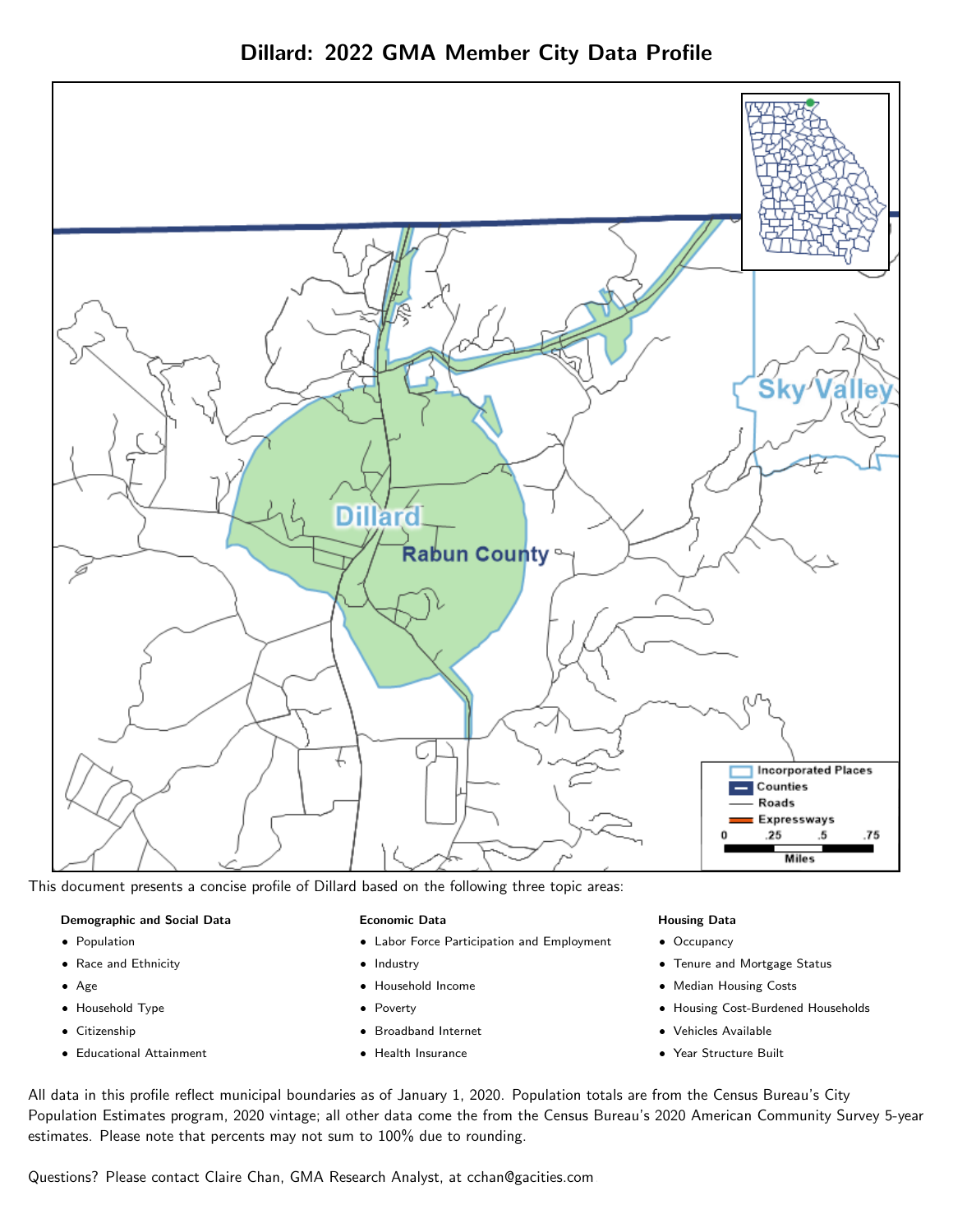# Dillard: 2022 GMA Member City Data Profile

This document presents a concise profile of Dillard based on the following three topic areas:

**Demographic and Social Data**

- Population
- Race and Ethnicity
- Age
- Household Type
- Citizenship
- Educational Attainment

**Economic Data**

- Labor Force Participation and Employment
- Industry
- Household Income
- Poverty
- Broadband Internet
- Health Insurance

**Housing Data**

- Occupancy
- Tenure and Mortgage Status
- Median Housing Costs
- Housing Cost-Burdened Households
- Vehicles Available
- Year Structure Built

All data in this profile reflect municipal boundaries as of January 1, 2020. Population totals are from the Census Bureau's City Population Estimates program, 2020 vintage; all other data come the from the Census Bureau's 2020 American Community Survey 5-year estimates. Please note that percents may not sum to 100% due to rounding.

Questions? Please contact Claire Chan, GMA Research Analyst, at cchan@gacities.com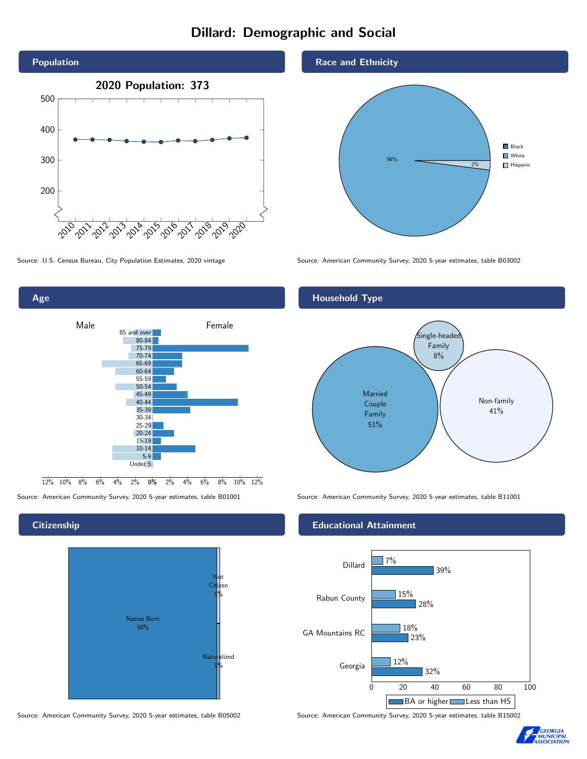# Dillard: Demographic and Social

## Population

2020 Population: 373

Source: U.S. Census Bureau, City Population Estimates, 2020 vintage

## Race and Ethnicity

| Race/Ethnicity | Share |
|---|---|
| White | 98% |
| Hispanic | 2% |

Source: American Community Survey, 2020 5-year estimates, table B03002

## Age

Source: American Community Survey, 2020 5-year estimates, table B01001

## Household Type

| Household Type | Share |
|---|---|
| Married Couple Family | 51% |
| Non-family | 41% |
| Single-headed Family | 8% |

Source: American Community Survey, 2020 5-year estimates, table B11001

## Citizenship

| Citizenship | Share |
|---|---|
| Native Born | 98% |
| Not Citizen | 1% |
| Naturalized | 1% |

Source: American Community Survey, 2020 5-year estimates, table B05002

## Educational Attainment

| Area | Less than HS | BA or higher |
|---|---|---|
| Dillard | 7% | 39% |
| Rabun County | 15% | 28% |
| GA Mountains RC | 18% | 23% |
| Georgia | 12% | 32% |

Source: American Community Survey, 2020 5-year estimates, table B15002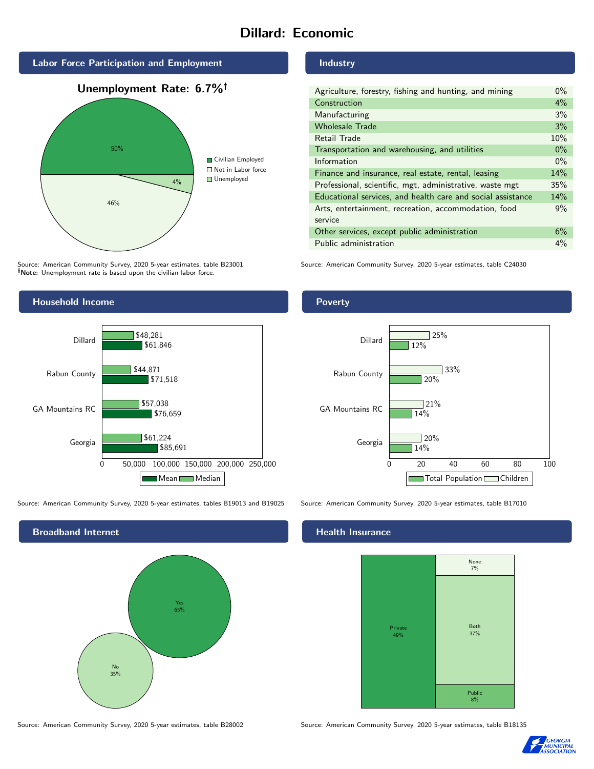# Dillard: Economic

## Labor Force Participation and Employment

**Unemployment Rate: 6.7%†**

| Category | Percent |
|---|---|
| Civilian Employed | 50% |
| Not in Labor force | 46% |
| Unemployed | 4% |

Source: American Community Survey, 2020 5-year estimates, table B23001
**†Note:** Unemployment rate is based upon the civilian labor force.

## Industry

| Industry | Percent |
|---|---|
| Agriculture, forestry, fishing and hunting, and mining | 0% |
| Construction | 4% |
| Manufacturing | 3% |
| Wholesale Trade | 3% |
| Retail Trade | 10% |
| Transportation and warehousing, and utilities | 0% |
| Information | 0% |
| Finance and insurance, real estate, rental, leasing | 14% |
| Professional, scientific, mgt, administrative, waste mgt | 35% |
| Educational services, and health care and social assistance | 14% |
| Arts, entertainment, recreation, accommodation, food service | 9% |
| Other services, except public administration | 6% |
| Public administration | 4% |

Source: American Community Survey, 2020 5-year estimates, table C24030

## Household Income

| | Median | Mean |
|---|---|---|
| Dillard | $48,281 | $61,846 |
| Rabun County | $44,871 | $71,518 |
| GA Mountains RC | $57,038 | $76,659 |
| Georgia | $61,224 | $85,691 |

Source: American Community Survey, 2020 5-year estimates, tables B19013 and B19025

## Poverty

| | Children | Total Population |
|---|---|---|
| Dillard | 25% | 12% |
| Rabun County | 33% | 20% |
| GA Mountains RC | 21% | 14% |
| Georgia | 20% | 14% |

Source: American Community Survey, 2020 5-year estimates, table B17010

## Broadband Internet

| | Percent |
|---|---|
| Yes | 65% |
| No | 35% |

Source: American Community Survey, 2020 5-year estimates, table B28002

## Health Insurance

| Type | Percent |
|---|---|
| Private | 49% |
| None | 7% |
| Both | 37% |
| Public | 8% |

Source: American Community Survey, 2020 5-year estimates, table B18135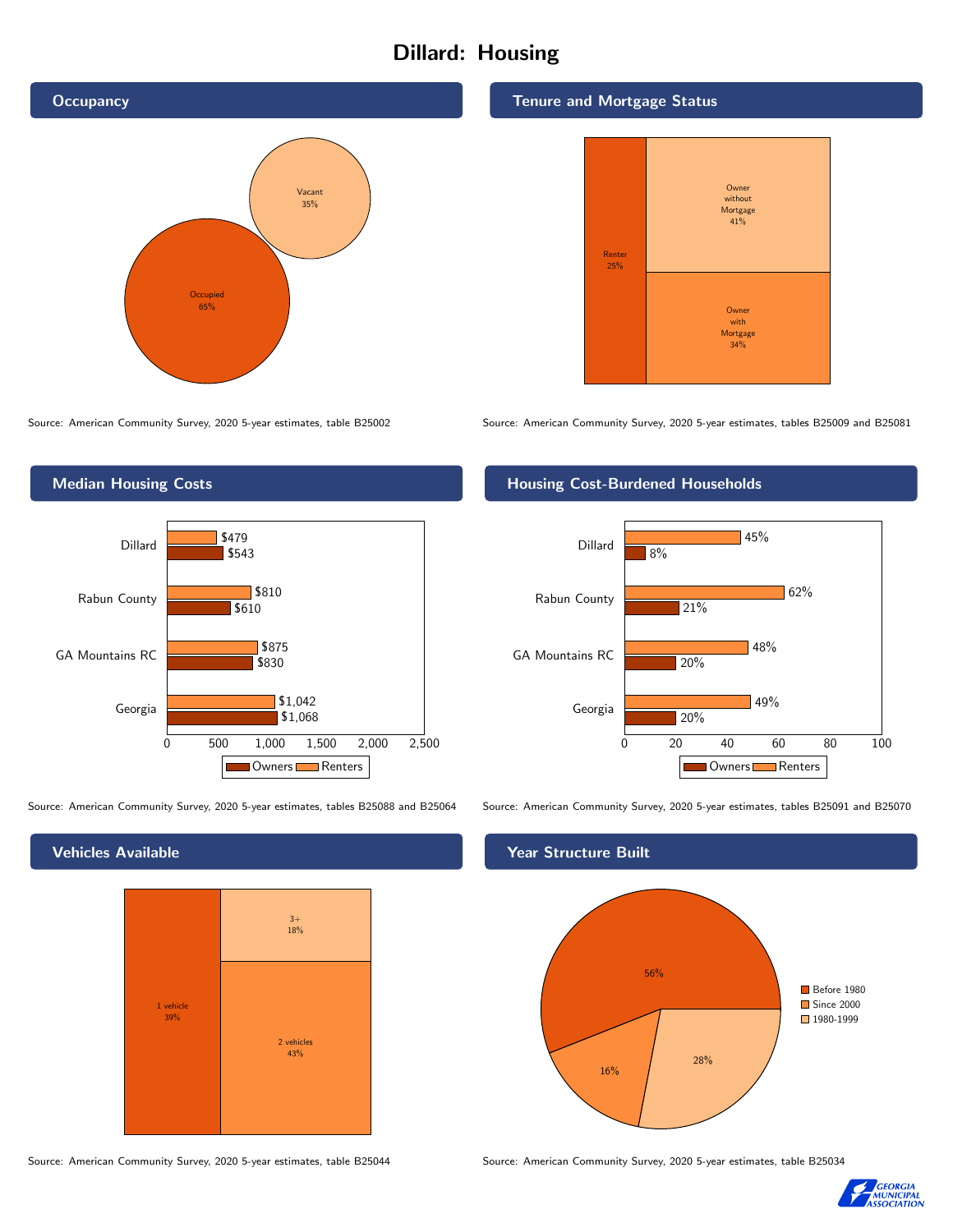# Dillard: Housing

## Occupancy

Vacant
35%

Occupied
65%

Source: American Community Survey, 2020 5-year estimates, table B25002

## Tenure and Mortgage Status

Renter
25%

Owner
without
Mortgage
41%

Owner
with
Mortgage
34%

Source: American Community Survey, 2020 5-year estimates, tables B25009 and B25081

## Median Housing Costs

Dillard
$479
$543

Rabun County
$810
$610

GA Mountains RC
$875
$830

Georgia
$1,042
$1,068

0 500 1,000 1,500 2,000 2,500

Owners Renters

Source: American Community Survey, 2020 5-year estimates, tables B25088 and B25064

## Housing Cost-Burdened Households

Dillard
45%
8%

Rabun County
62%
21%

GA Mountains RC
48%
20%

Georgia
49%
20%

0 20 40 60 80 100

Owners Renters

Source: American Community Survey, 2020 5-year estimates, tables B25091 and B25070

## Vehicles Available

1 vehicle
39%

3+
18%

2 vehicles
43%

Source: American Community Survey, 2020 5-year estimates, table B25044

## Year Structure Built

56%

16%

28%

Before 1980
Since 2000
1980-1999

Source: American Community Survey, 2020 5-year estimates, table B25034

GEORGIA MUNICIPAL ASSOCIATION